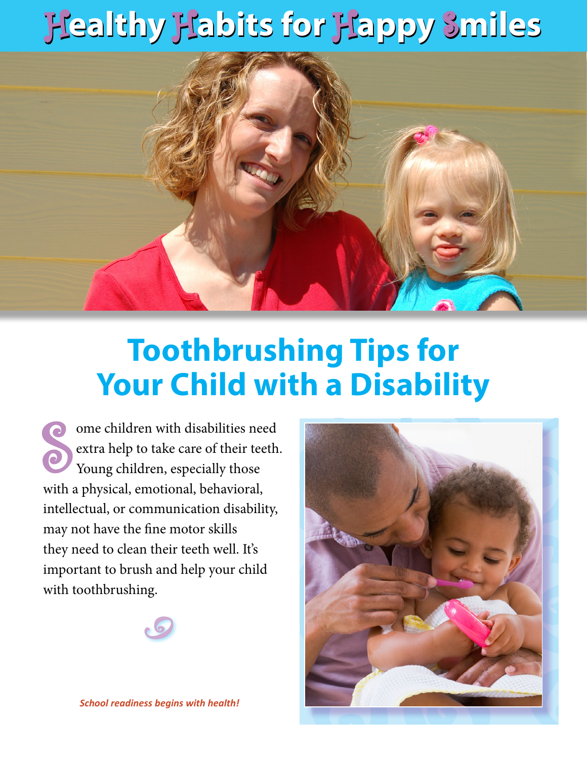# Healthy Habits for Happy Smiles

## Toothbrushing Tips for Your Child with a Disability

Some children with disabilities need extra help to take care of their teeth. Young children, especially those with a physical, emotional, behavioral, intellectual, or communication disability, may not have the fine motor skills they need to clean their teeth well. It's important to brush and help your child with toothbrushing.

*School readiness begins with health!*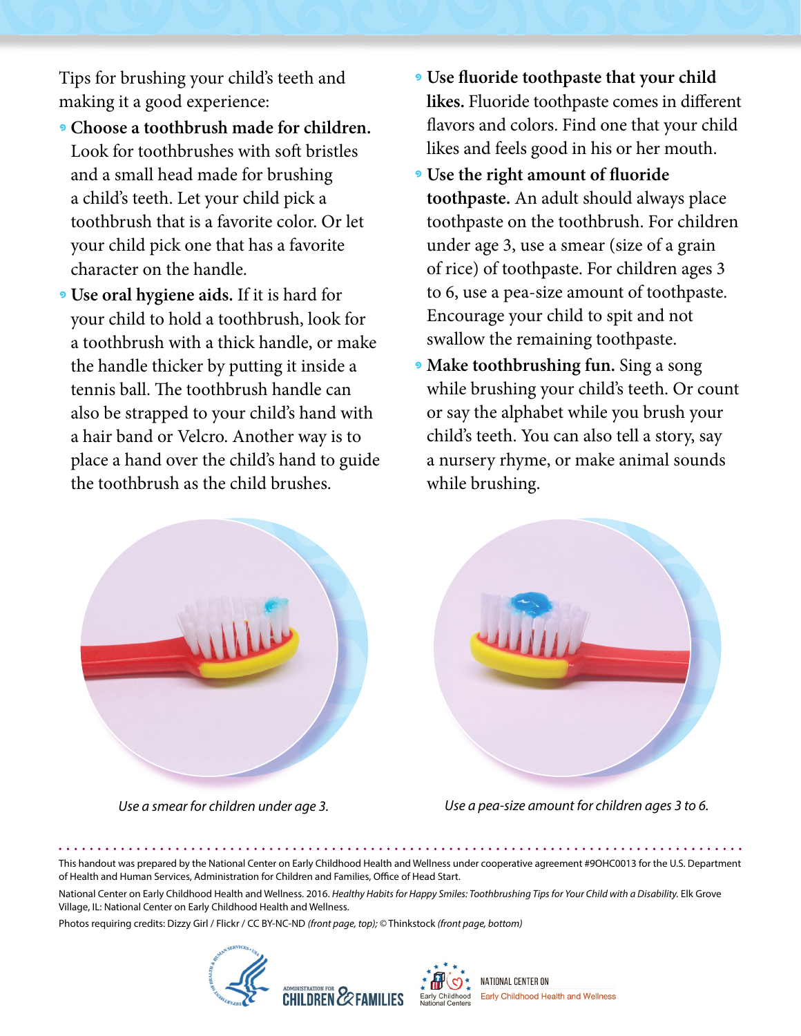Tips for brushing your child's teeth and making it a good experience:

- **Choose a toothbrush made for children.** Look for toothbrushes with soft bristles and a small head made for brushing a child's teeth. Let your child pick a toothbrush that is a favorite color. Or let your child pick one that has a favorite character on the handle.
- **Use oral hygiene aids.** If it is hard for your child to hold a toothbrush, look for a toothbrush with a thick handle, or make the handle thicker by putting it inside a tennis ball. The toothbrush handle can also be strapped to your child's hand with a hair band or Velcro. Another way is to place a hand over the child's hand to guide the toothbrush as the child brushes.
- **Use fluoride toothpaste that your child likes.** Fluoride toothpaste comes in different flavors and colors. Find one that your child likes and feels good in his or her mouth.
- **Use the right amount of fluoride toothpaste.** An adult should always place toothpaste on the toothbrush. For children under age 3, use a smear (size of a grain of rice) of toothpaste. For children ages 3 to 6, use a pea-size amount of toothpaste. Encourage your child to spit and not swallow the remaining toothpaste.
- **Make toothbrushing fun.** Sing a song while brushing your child's teeth. Or count or say the alphabet while you brush your child's teeth. You can also tell a story, say a nursery rhyme, or make animal sounds while brushing.

*Use a smear for children under age 3.*

*Use a pea-size amount for children ages 3 to 6.*

This handout was prepared by the National Center on Early Childhood Health and Wellness under cooperative agreement #90HC0013 for the U.S. Department of Health and Human Services, Administration for Children and Families, Office of Head Start.

National Center on Early Childhood Health and Wellness. 2016. *Healthy Habits for Happy Smiles: Toothbrushing Tips for Your Child with a Disability.* Elk Grove Village, IL: National Center on Early Childhood Health and Wellness.

Photos requiring credits: Dizzy Girl / Flickr / CC BY-NC-ND *(front page, top)*; © Thinkstock *(front page, bottom)*

ADMINISTRATION FOR CHILDREN & FAMILIES

Early Childhood National Centers

NATIONAL CENTER ON Early Childhood Health and Wellness